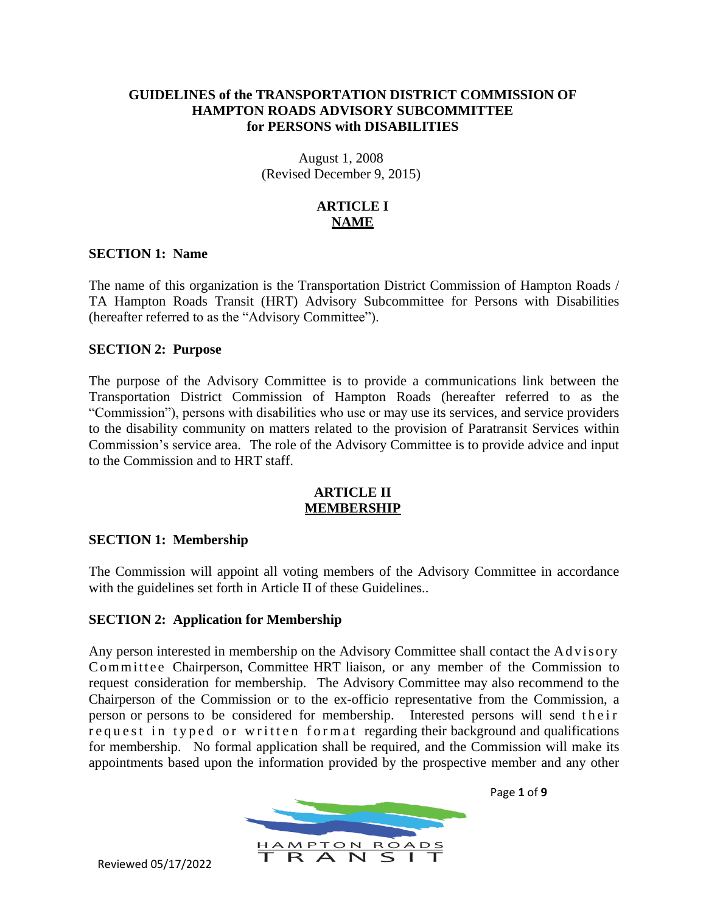**GUIDELINES of the TRANSPORTATION DISTRICT COMMISSION OF HAMPTON ROADS ADVISORY SUBCOMMITTEE for PERSONS with DISABILITIES**

August 1, 2008
(Revised December 9, 2015)

# ARTICLE I
## NAME

### SECTION 1: Name

The name of this organization is the Transportation District Commission of Hampton Roads / TA Hampton Roads Transit (HRT) Advisory Subcommittee for Persons with Disabilities (hereafter referred to as the "Advisory Committee").

### SECTION 2: Purpose

The purpose of the Advisory Committee is to provide a communications link between the Transportation District Commission of Hampton Roads (hereafter referred to as the "Commission"), persons with disabilities who use or may use its services, and service providers to the disability community on matters related to the provision of Paratransit Services within Commission's service area. The role of the Advisory Committee is to provide advice and input to the Commission and to HRT staff.

# ARTICLE II
## MEMBERSHIP

### SECTION 1: Membership

The Commission will appoint all voting members of the Advisory Committee in accordance with the guidelines set forth in Article II of these Guidelines..

### SECTION 2: Application for Membership

Any person interested in membership on the Advisory Committee shall contact the Advisory Committee Chairperson, Committee HRT liaison, or any member of the Commission to request consideration for membership. The Advisory Committee may also recommend to the Chairperson of the Commission or to the ex-officio representative from the Commission, a person or persons to be considered for membership. Interested persons will send their request in typed or written format regarding their background and qualifications for membership. No formal application shall be required, and the Commission will make its appointments based upon the information provided by the prospective member and any other

Reviewed 05/17/2022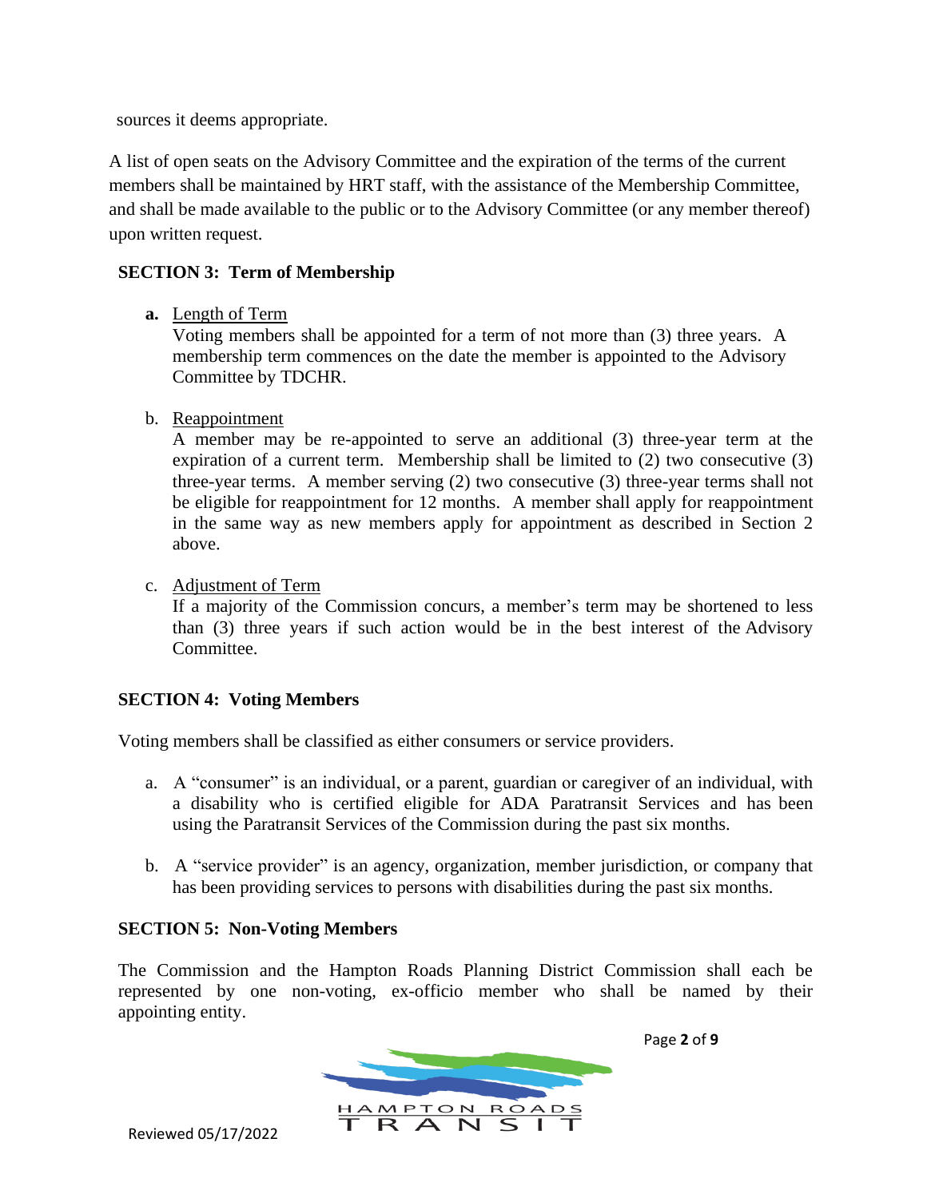sources it deems appropriate.

A list of open seats on the Advisory Committee and the expiration of the terms of the current members shall be maintained by HRT staff, with the assistance of the Membership Committee, and shall be made available to the public or to the Advisory Committee (or any member thereof) upon written request.

## SECTION 3: Term of Membership

**a.** Length of Term
Voting members shall be appointed for a term of not more than (3) three years. A membership term commences on the date the member is appointed to the Advisory Committee by TDCHR.

b. Reappointment
A member may be re-appointed to serve an additional (3) three-year term at the expiration of a current term. Membership shall be limited to (2) two consecutive (3) three-year terms. A member serving (2) two consecutive (3) three-year terms shall not be eligible for reappointment for 12 months. A member shall apply for reappointment in the same way as new members apply for appointment as described in Section 2 above.

c. Adjustment of Term
If a majority of the Commission concurs, a member's term may be shortened to less than (3) three years if such action would be in the best interest of the Advisory Committee.

## SECTION 4: Voting Members

Voting members shall be classified as either consumers or service providers.

a. A "consumer" is an individual, or a parent, guardian or caregiver of an individual, with a disability who is certified eligible for ADA Paratransit Services and has been using the Paratransit Services of the Commission during the past six months.

b. A "service provider" is an agency, organization, member jurisdiction, or company that has been providing services to persons with disabilities during the past six months.

## SECTION 5: Non-Voting Members

The Commission and the Hampton Roads Planning District Commission shall each be represented by one non-voting, ex-officio member who shall be named by their appointing entity.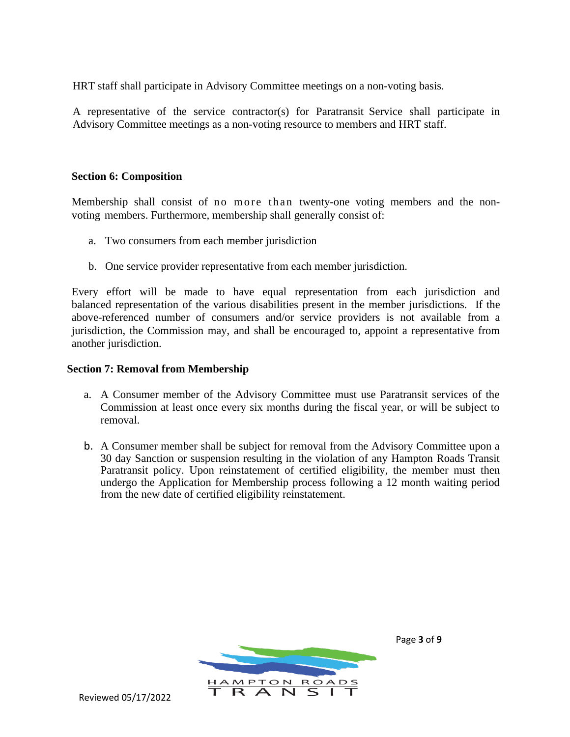HRT staff shall participate in Advisory Committee meetings on a non-voting basis.

A representative of the service contractor(s) for Paratransit Service shall participate in Advisory Committee meetings as a non-voting resource to members and HRT staff.

**Section 6: Composition**

Membership shall consist of no more than twenty-one voting members and the non-voting members. Furthermore, membership shall generally consist of:

a. Two consumers from each member jurisdiction

b. One service provider representative from each member jurisdiction.

Every effort will be made to have equal representation from each jurisdiction and balanced representation of the various disabilities present in the member jurisdictions. If the above-referenced number of consumers and/or service providers is not available from a jurisdiction, the Commission may, and shall be encouraged to, appoint a representative from another jurisdiction.

**Section 7: Removal from Membership**

a. A Consumer member of the Advisory Committee must use Paratransit services of the Commission at least once every six months during the fiscal year, or will be subject to removal.

b. A Consumer member shall be subject for removal from the Advisory Committee upon a 30 day Sanction or suspension resulting in the violation of any Hampton Roads Transit Paratransit policy. Upon reinstatement of certified eligibility, the member must then undergo the Application for Membership process following a 12 month waiting period from the new date of certified eligibility reinstatement.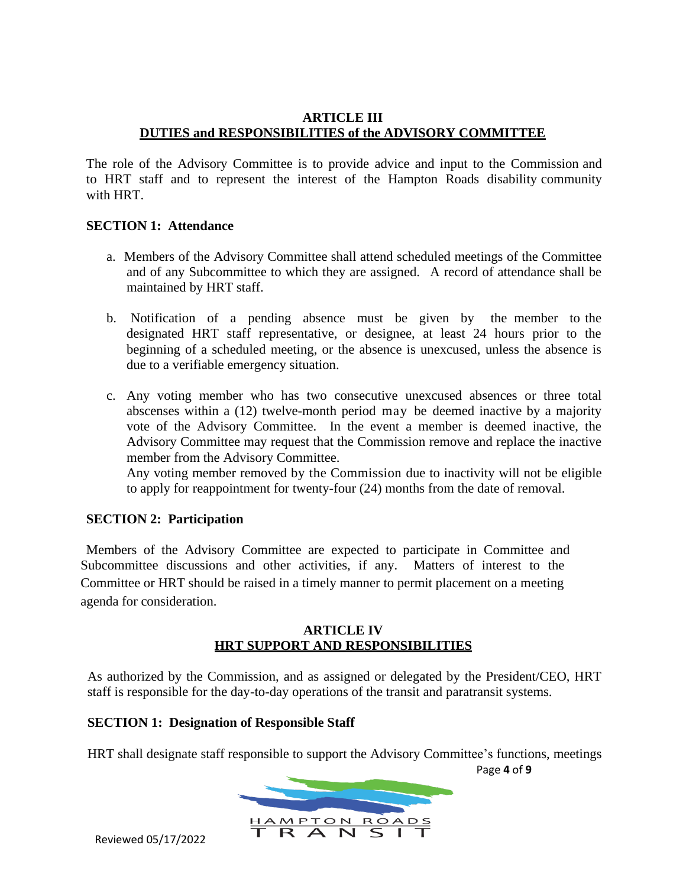## ARTICLE III
## DUTIES and RESPONSIBILITIES of the ADVISORY COMMITTEE

The role of the Advisory Committee is to provide advice and input to the Commission and to HRT staff and to represent the interest of the Hampton Roads disability community with HRT.

### SECTION 1: Attendance

a. Members of the Advisory Committee shall attend scheduled meetings of the Committee and of any Subcommittee to which they are assigned. A record of attendance shall be maintained by HRT staff.

b. Notification of a pending absence must be given by the member to the designated HRT staff representative, or designee, at least 24 hours prior to the beginning of a scheduled meeting, or the absence is unexcused, unless the absence is due to a verifiable emergency situation.

c. Any voting member who has two consecutive unexcused absences or three total abscenses within a (12) twelve-month period may be deemed inactive by a majority vote of the Advisory Committee. In the event a member is deemed inactive, the Advisory Committee may request that the Commission remove and replace the inactive member from the Advisory Committee.
Any voting member removed by the Commission due to inactivity will not be eligible to apply for reappointment for twenty-four (24) months from the date of removal.

### SECTION 2: Participation

Members of the Advisory Committee are expected to participate in Committee and Subcommittee discussions and other activities, if any. Matters of interest to the Committee or HRT should be raised in a timely manner to permit placement on a meeting agenda for consideration.

## ARTICLE IV
## HRT SUPPORT AND RESPONSIBILITIES

As authorized by the Commission, and as assigned or delegated by the President/CEO, HRT staff is responsible for the day-to-day operations of the transit and paratransit systems.

### SECTION 1: Designation of Responsible Staff

HRT shall designate staff responsible to support the Advisory Committee's functions, meetings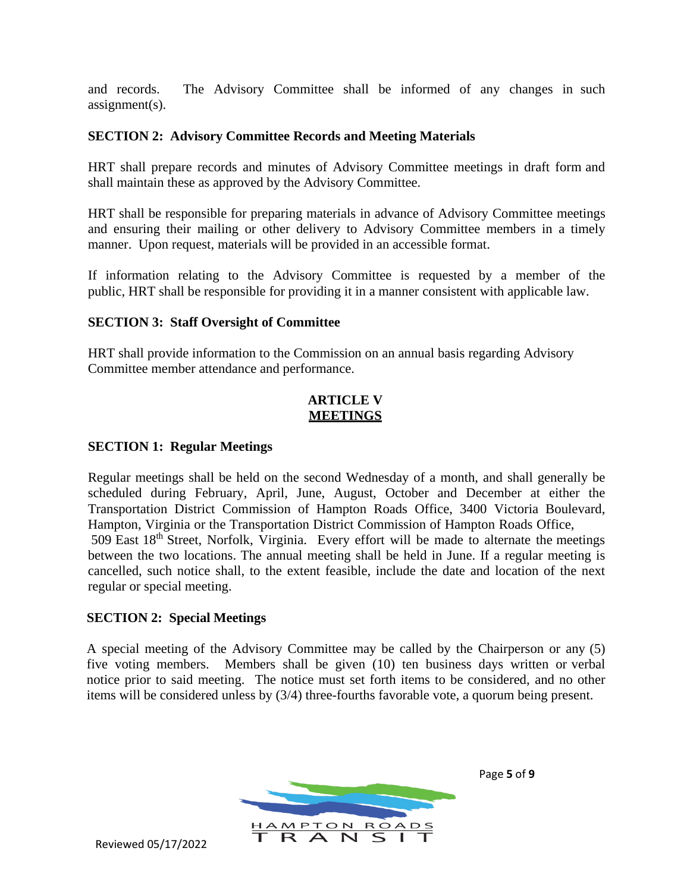and records. The Advisory Committee shall be informed of any changes in such assignment(s).

**SECTION 2: Advisory Committee Records and Meeting Materials**

HRT shall prepare records and minutes of Advisory Committee meetings in draft form and shall maintain these as approved by the Advisory Committee.

HRT shall be responsible for preparing materials in advance of Advisory Committee meetings and ensuring their mailing or other delivery to Advisory Committee members in a timely manner. Upon request, materials will be provided in an accessible format.

If information relating to the Advisory Committee is requested by a member of the public, HRT shall be responsible for providing it in a manner consistent with applicable law.

**SECTION 3: Staff Oversight of Committee**

HRT shall provide information to the Commission on an annual basis regarding Advisory Committee member attendance and performance.

## ARTICLE V
## MEETINGS

**SECTION 1: Regular Meetings**

Regular meetings shall be held on the second Wednesday of a month, and shall generally be scheduled during February, April, June, August, October and December at either the Transportation District Commission of Hampton Roads Office, 3400 Victoria Boulevard, Hampton, Virginia or the Transportation District Commission of Hampton Roads Office, 509 East 18th Street, Norfolk, Virginia. Every effort will be made to alternate the meetings between the two locations. The annual meeting shall be held in June. If a regular meeting is cancelled, such notice shall, to the extent feasible, include the date and location of the next regular or special meeting.

**SECTION 2: Special Meetings**

A special meeting of the Advisory Committee may be called by the Chairperson or any (5) five voting members. Members shall be given (10) ten business days written or verbal notice prior to said meeting. The notice must set forth items to be considered, and no other items will be considered unless by (3/4) three-fourths favorable vote, a quorum being present.

Reviewed 05/17/2022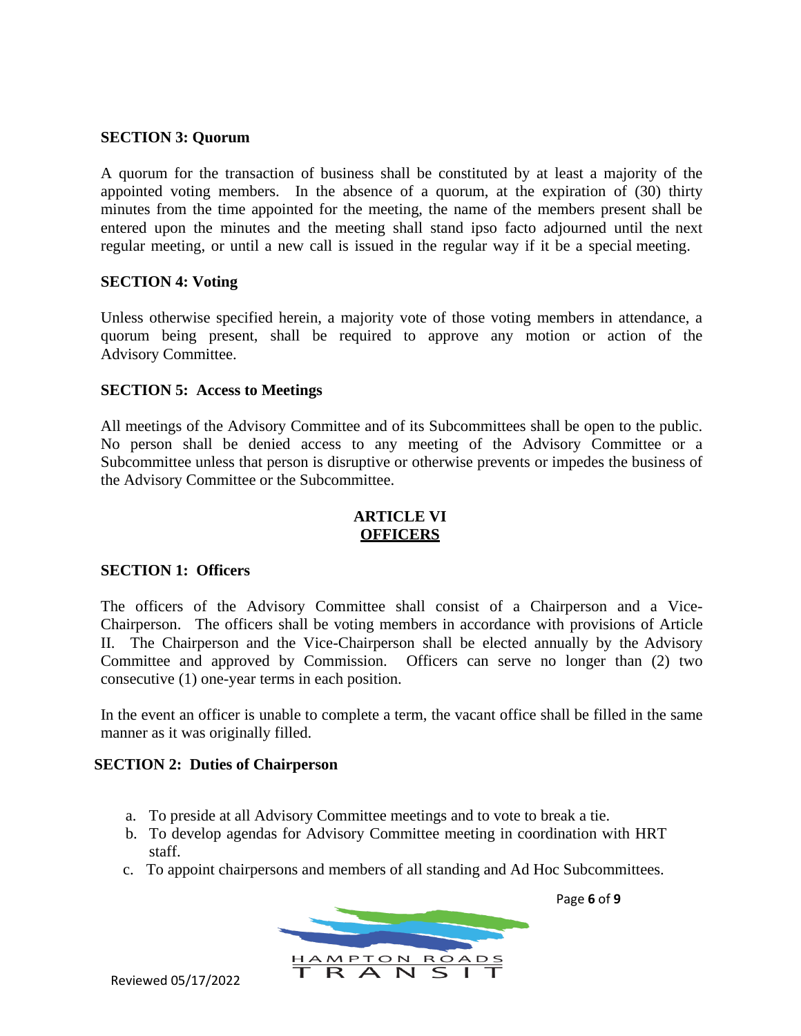**SECTION 3: Quorum**

A quorum for the transaction of business shall be constituted by at least a majority of the appointed voting members. In the absence of a quorum, at the expiration of (30) thirty minutes from the time appointed for the meeting, the name of the members present shall be entered upon the minutes and the meeting shall stand ipso facto adjourned until the next regular meeting, or until a new call is issued in the regular way if it be a special meeting.

**SECTION 4: Voting**

Unless otherwise specified herein, a majority vote of those voting members in attendance, a quorum being present, shall be required to approve any motion or action of the Advisory Committee.

**SECTION 5: Access to Meetings**

All meetings of the Advisory Committee and of its Subcommittees shall be open to the public. No person shall be denied access to any meeting of the Advisory Committee or a Subcommittee unless that person is disruptive or otherwise prevents or impedes the business of the Advisory Committee or the Subcommittee.

## ARTICLE VI
## OFFICERS

**SECTION 1: Officers**

The officers of the Advisory Committee shall consist of a Chairperson and a Vice-Chairperson. The officers shall be voting members in accordance with provisions of Article II. The Chairperson and the Vice-Chairperson shall be elected annually by the Advisory Committee and approved by Commission. Officers can serve no longer than (2) two consecutive (1) one-year terms in each position.

In the event an officer is unable to complete a term, the vacant office shall be filled in the same manner as it was originally filled.

**SECTION 2: Duties of Chairperson**

a. To preside at all Advisory Committee meetings and to vote to break a tie.
b. To develop agendas for Advisory Committee meeting in coordination with HRT staff.
c. To appoint chairpersons and members of all standing and Ad Hoc Subcommittees.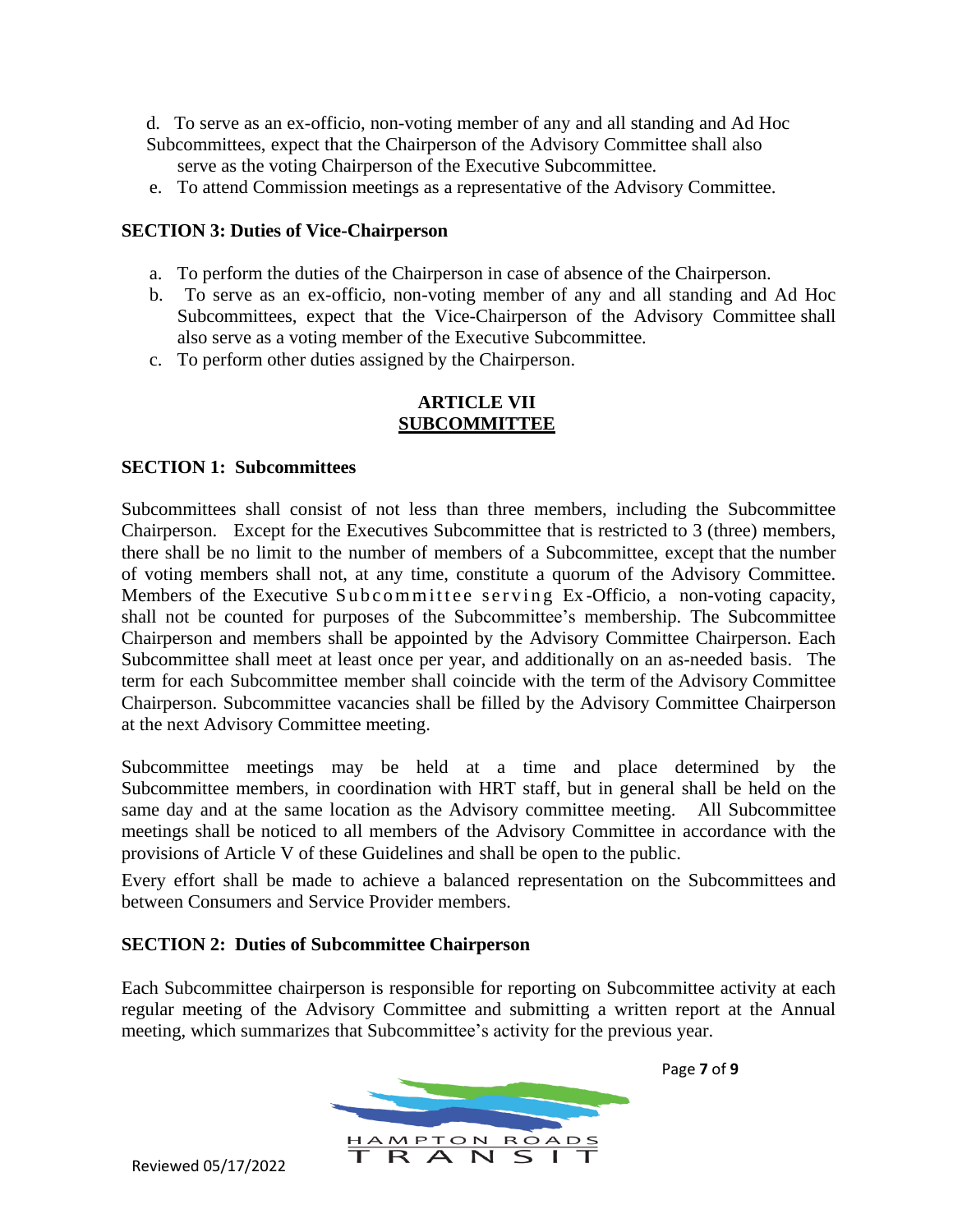d. To serve as an ex-officio, non-voting member of any and all standing and Ad Hoc Subcommittees, expect that the Chairperson of the Advisory Committee shall also serve as the voting Chairperson of the Executive Subcommittee.

e. To attend Commission meetings as a representative of the Advisory Committee.

**SECTION 3: Duties of Vice-Chairperson**

a. To perform the duties of the Chairperson in case of absence of the Chairperson.
b. To serve as an ex-officio, non-voting member of any and all standing and Ad Hoc Subcommittees, expect that the Vice-Chairperson of the Advisory Committee shall also serve as a voting member of the Executive Subcommittee.
c. To perform other duties assigned by the Chairperson.

## ARTICLE VII
## SUBCOMMITTEE

**SECTION 1: Subcommittees**

Subcommittees shall consist of not less than three members, including the Subcommittee Chairperson. Except for the Executives Subcommittee that is restricted to 3 (three) members, there shall be no limit to the number of members of a Subcommittee, except that the number of voting members shall not, at any time, constitute a quorum of the Advisory Committee. Members of the Executive Subcommittee serving Ex-Officio, a non-voting capacity, shall not be counted for purposes of the Subcommittee's membership. The Subcommittee Chairperson and members shall be appointed by the Advisory Committee Chairperson. Each Subcommittee shall meet at least once per year, and additionally on an as-needed basis. The term for each Subcommittee member shall coincide with the term of the Advisory Committee Chairperson. Subcommittee vacancies shall be filled by the Advisory Committee Chairperson at the next Advisory Committee meeting.

Subcommittee meetings may be held at a time and place determined by the Subcommittee members, in coordination with HRT staff, but in general shall be held on the same day and at the same location as the Advisory committee meeting. All Subcommittee meetings shall be noticed to all members of the Advisory Committee in accordance with the provisions of Article V of these Guidelines and shall be open to the public.

Every effort shall be made to achieve a balanced representation on the Subcommittees and between Consumers and Service Provider members.

**SECTION 2: Duties of Subcommittee Chairperson**

Each Subcommittee chairperson is responsible for reporting on Subcommittee activity at each regular meeting of the Advisory Committee and submitting a written report at the Annual meeting, which summarizes that Subcommittee's activity for the previous year.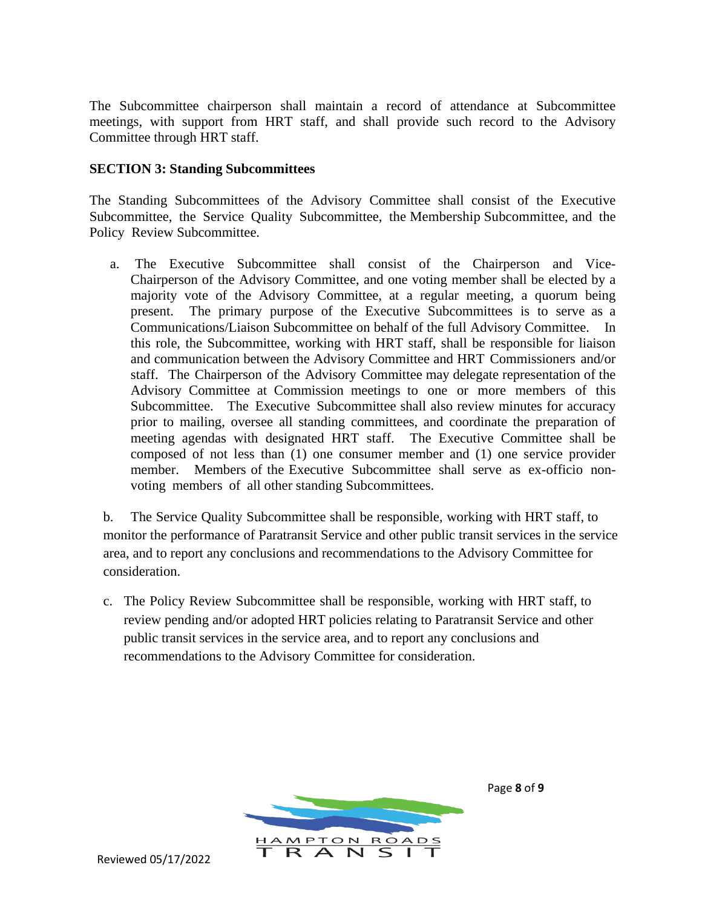The Subcommittee chairperson shall maintain a record of attendance at Subcommittee meetings, with support from HRT staff, and shall provide such record to the Advisory Committee through HRT staff.

**SECTION 3: Standing Subcommittees**

The Standing Subcommittees of the Advisory Committee shall consist of the Executive Subcommittee, the Service Quality Subcommittee, the Membership Subcommittee, and the Policy Review Subcommittee.

a. The Executive Subcommittee shall consist of the Chairperson and Vice-Chairperson of the Advisory Committee, and one voting member shall be elected by a majority vote of the Advisory Committee, at a regular meeting, a quorum being present. The primary purpose of the Executive Subcommittees is to serve as a Communications/Liaison Subcommittee on behalf of the full Advisory Committee. In this role, the Subcommittee, working with HRT staff, shall be responsible for liaison and communication between the Advisory Committee and HRT Commissioners and/or staff. The Chairperson of the Advisory Committee may delegate representation of the Advisory Committee at Commission meetings to one or more members of this Subcommittee. The Executive Subcommittee shall also review minutes for accuracy prior to mailing, oversee all standing committees, and coordinate the preparation of meeting agendas with designated HRT staff. The Executive Committee shall be composed of not less than (1) one consumer member and (1) one service provider member. Members of the Executive Subcommittee shall serve as ex-officio non-voting members of all other standing Subcommittees.

b. The Service Quality Subcommittee shall be responsible, working with HRT staff, to monitor the performance of Paratransit Service and other public transit services in the service area, and to report any conclusions and recommendations to the Advisory Committee for consideration.

c. The Policy Review Subcommittee shall be responsible, working with HRT staff, to review pending and/or adopted HRT policies relating to Paratransit Service and other public transit services in the service area, and to report any conclusions and recommendations to the Advisory Committee for consideration.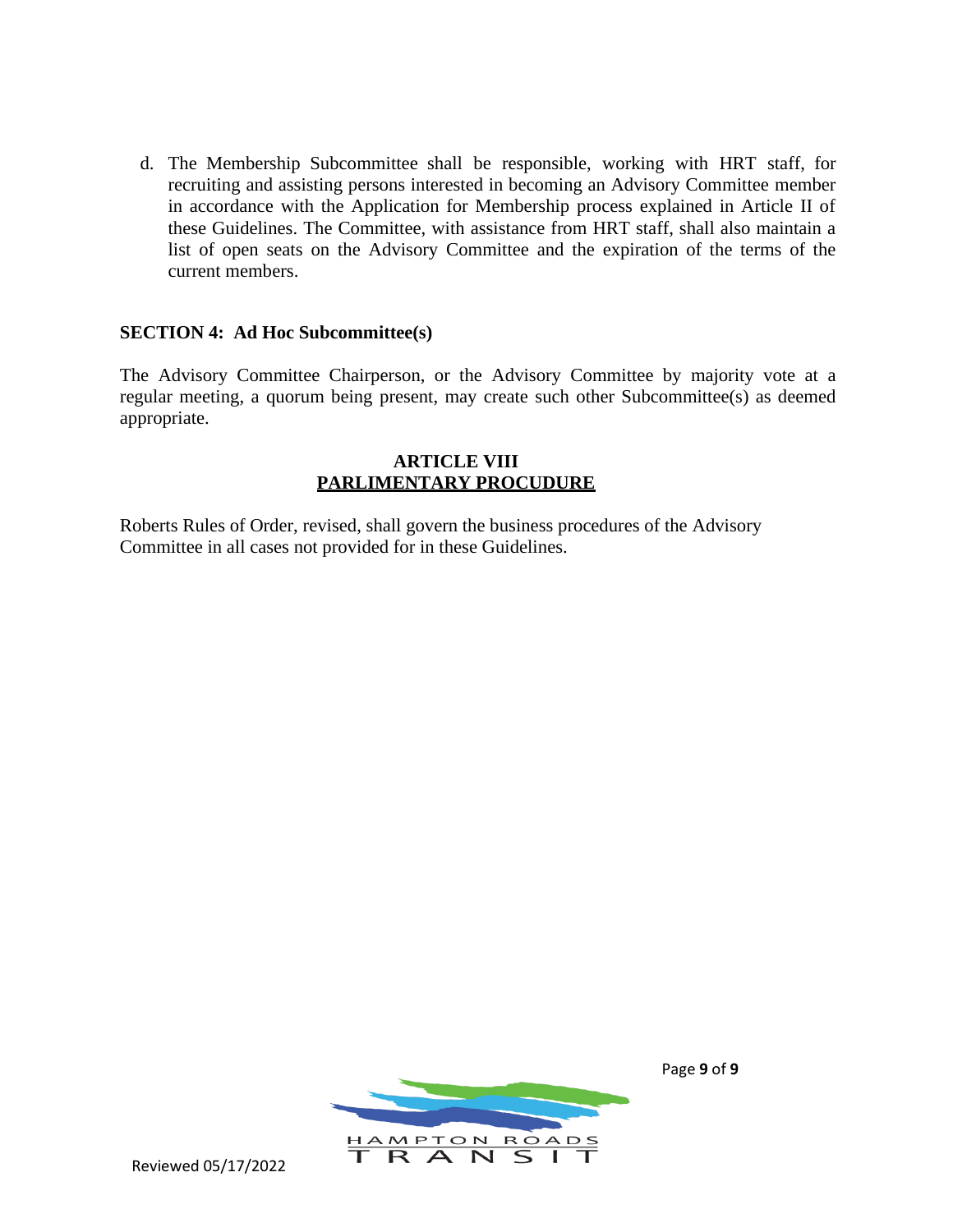d. The Membership Subcommittee shall be responsible, working with HRT staff, for recruiting and assisting persons interested in becoming an Advisory Committee member in accordance with the Application for Membership process explained in Article II of these Guidelines. The Committee, with assistance from HRT staff, shall also maintain a list of open seats on the Advisory Committee and the expiration of the terms of the current members.

**SECTION 4: Ad Hoc Subcommittee(s)**

The Advisory Committee Chairperson, or the Advisory Committee by majority vote at a regular meeting, a quorum being present, may create such other Subcommittee(s) as deemed appropriate.

## ARTICLE VIII
## PARLIMENTARY PROCUDURE

Roberts Rules of Order, revised, shall govern the business procedures of the Advisory Committee in all cases not provided for in these Guidelines.

Reviewed 05/17/2022